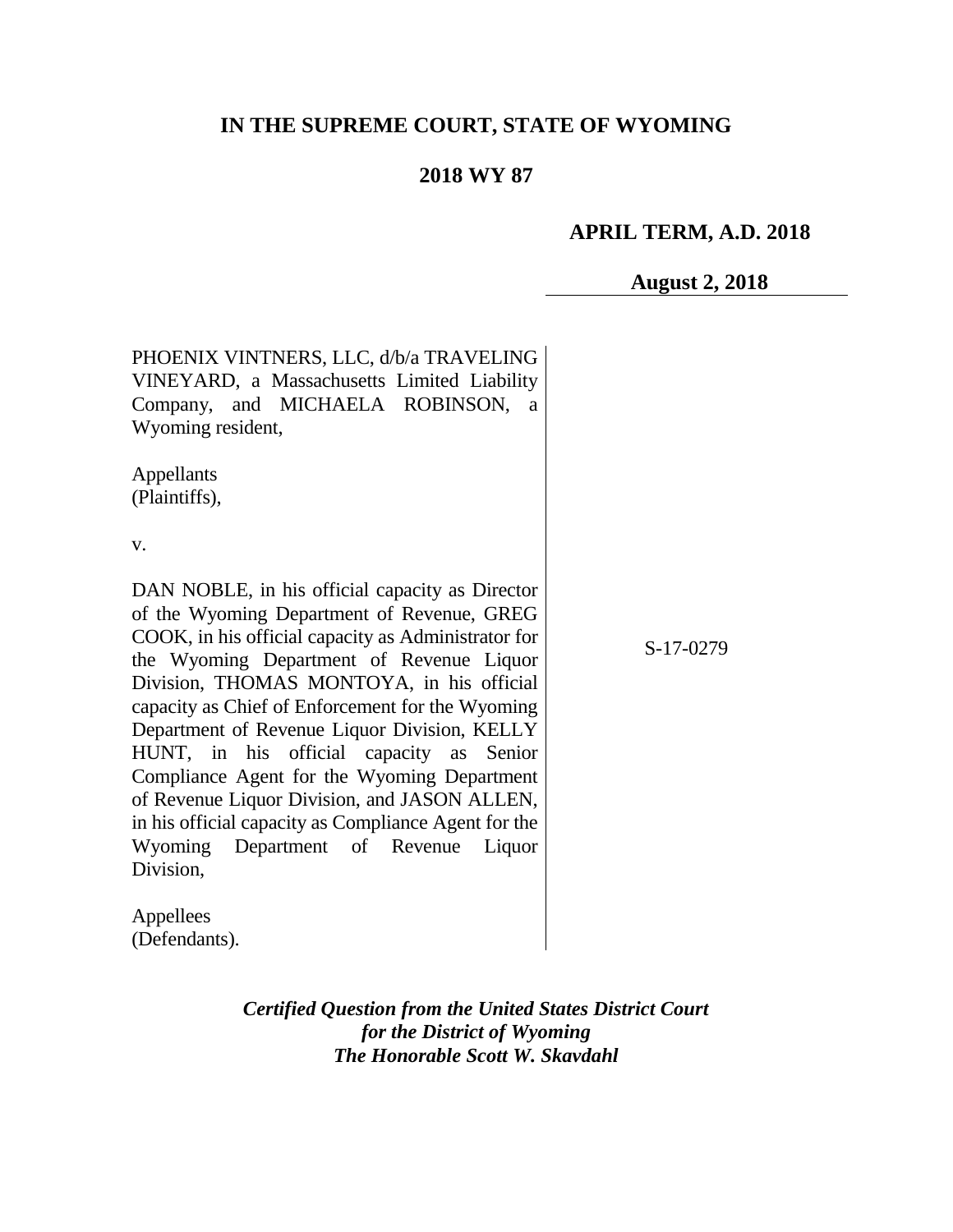**IN THE SUPREME COURT, STATE OF WYOMING**

**2018 WY 87**

**APRIL TERM, A.D. 2018**

**August 2, 2018**

PHOENIX VINTNERS, LLC, d/b/a TRAVELING VINEYARD, a Massachusetts Limited Liability Company, and MICHAELA ROBINSON, a Wyoming resident,

Appellants
(Plaintiffs),

v.

DAN NOBLE, in his official capacity as Director of the Wyoming Department of Revenue, GREG COOK, in his official capacity as Administrator for the Wyoming Department of Revenue Liquor Division, THOMAS MONTOYA, in his official capacity as Chief of Enforcement for the Wyoming Department of Revenue Liquor Division, KELLY HUNT, in his official capacity as Senior Compliance Agent for the Wyoming Department of Revenue Liquor Division, and JASON ALLEN, in his official capacity as Compliance Agent for the Wyoming Department of Revenue Liquor Division,

Appellees
(Defendants).

S-17-0279

***Certified Question from the United States District Court for the District of Wyoming***
***The Honorable Scott W. Skavdahl***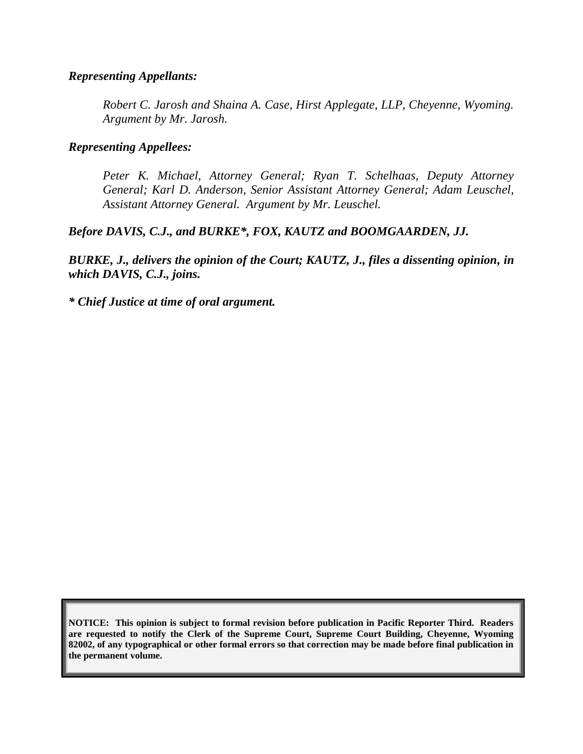***Representing Appellants:***

*Robert C. Jarosh and Shaina A. Case, Hirst Applegate, LLP, Cheyenne, Wyoming. Argument by Mr. Jarosh.*

***Representing Appellees:***

*Peter K. Michael, Attorney General; Ryan T. Schelhaas, Deputy Attorney General; Karl D. Anderson, Senior Assistant Attorney General; Adam Leuschel, Assistant Attorney General. Argument by Mr. Leuschel.*

***Before DAVIS, C.J., and BURKE\*, FOX, KAUTZ and BOOMGAARDEN, JJ.***

***BURKE, J., delivers the opinion of the Court; KAUTZ, J., files a dissenting opinion, in which DAVIS, C.J., joins.***

***\* Chief Justice at time of oral argument.***

**NOTICE: This opinion is subject to formal revision before publication in Pacific Reporter Third. Readers are requested to notify the Clerk of the Supreme Court, Supreme Court Building, Cheyenne, Wyoming 82002, of any typographical or other formal errors so that correction may be made before final publication in the permanent volume.**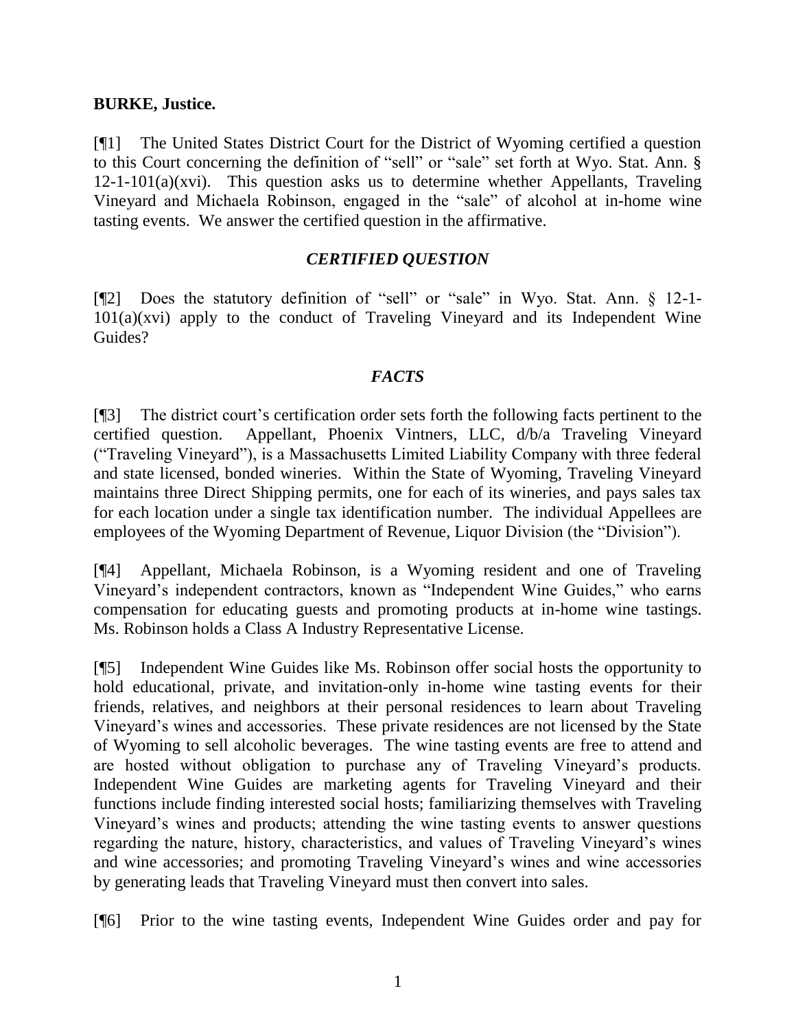**BURKE, Justice.**

[¶1] The United States District Court for the District of Wyoming certified a question to this Court concerning the definition of "sell" or "sale" set forth at Wyo. Stat. Ann. § 12-1-101(a)(xvi). This question asks us to determine whether Appellants, Traveling Vineyard and Michaela Robinson, engaged in the "sale" of alcohol at in-home wine tasting events. We answer the certified question in the affirmative.

## *CERTIFIED QUESTION*

[¶2] Does the statutory definition of "sell" or "sale" in Wyo. Stat. Ann. § 12-1-101(a)(xvi) apply to the conduct of Traveling Vineyard and its Independent Wine Guides?

## *FACTS*

[¶3] The district court's certification order sets forth the following facts pertinent to the certified question. Appellant, Phoenix Vintners, LLC, d/b/a Traveling Vineyard ("Traveling Vineyard"), is a Massachusetts Limited Liability Company with three federal and state licensed, bonded wineries. Within the State of Wyoming, Traveling Vineyard maintains three Direct Shipping permits, one for each of its wineries, and pays sales tax for each location under a single tax identification number. The individual Appellees are employees of the Wyoming Department of Revenue, Liquor Division (the "Division").

[¶4] Appellant, Michaela Robinson, is a Wyoming resident and one of Traveling Vineyard's independent contractors, known as "Independent Wine Guides," who earns compensation for educating guests and promoting products at in-home wine tastings. Ms. Robinson holds a Class A Industry Representative License.

[¶5] Independent Wine Guides like Ms. Robinson offer social hosts the opportunity to hold educational, private, and invitation-only in-home wine tasting events for their friends, relatives, and neighbors at their personal residences to learn about Traveling Vineyard's wines and accessories. These private residences are not licensed by the State of Wyoming to sell alcoholic beverages. The wine tasting events are free to attend and are hosted without obligation to purchase any of Traveling Vineyard's products. Independent Wine Guides are marketing agents for Traveling Vineyard and their functions include finding interested social hosts; familiarizing themselves with Traveling Vineyard's wines and products; attending the wine tasting events to answer questions regarding the nature, history, characteristics, and values of Traveling Vineyard's wines and wine accessories; and promoting Traveling Vineyard's wines and wine accessories by generating leads that Traveling Vineyard must then convert into sales.

[¶6] Prior to the wine tasting events, Independent Wine Guides order and pay for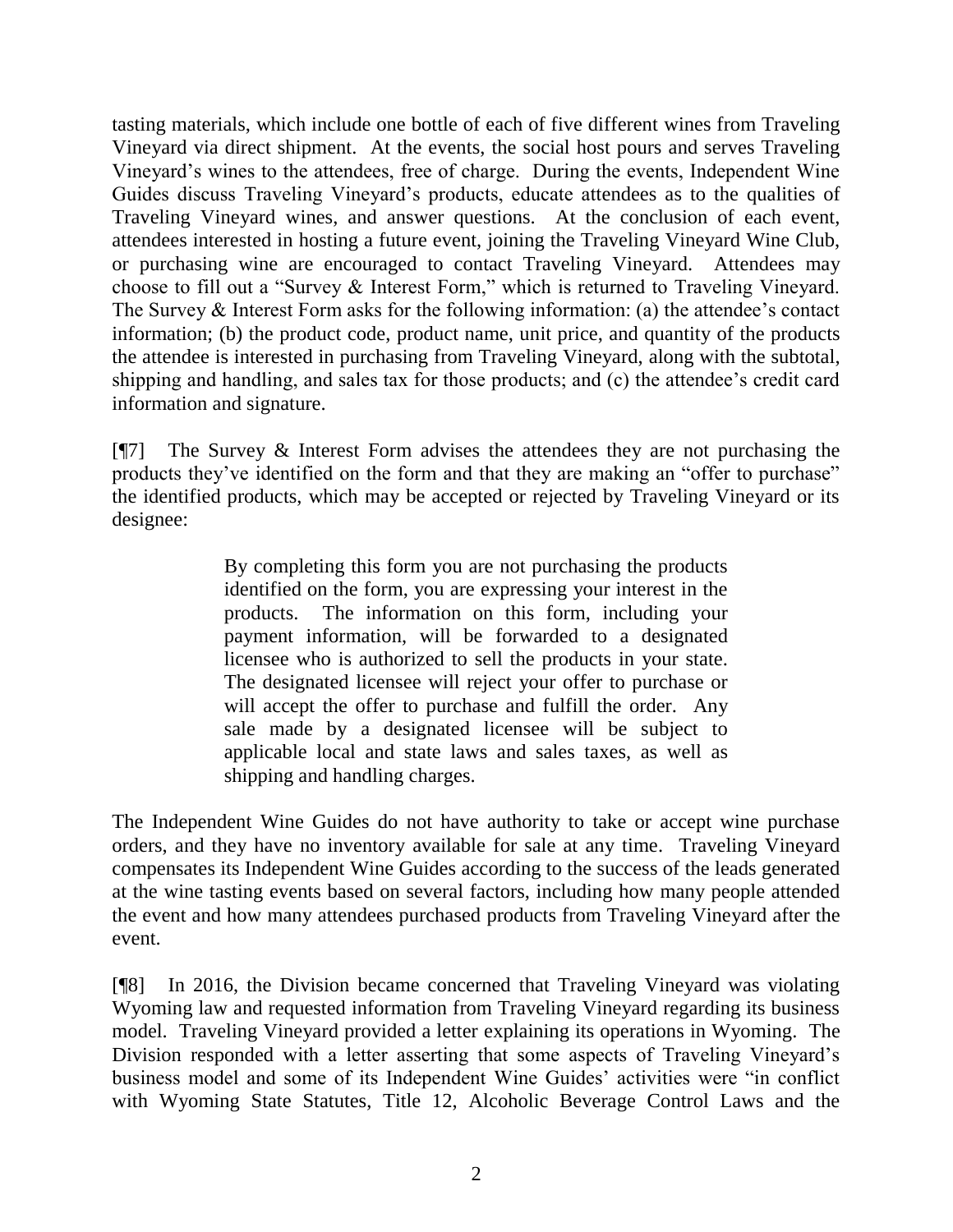tasting materials, which include one bottle of each of five different wines from Traveling Vineyard via direct shipment. At the events, the social host pours and serves Traveling Vineyard's wines to the attendees, free of charge. During the events, Independent Wine Guides discuss Traveling Vineyard's products, educate attendees as to the qualities of Traveling Vineyard wines, and answer questions. At the conclusion of each event, attendees interested in hosting a future event, joining the Traveling Vineyard Wine Club, or purchasing wine are encouraged to contact Traveling Vineyard. Attendees may choose to fill out a "Survey & Interest Form," which is returned to Traveling Vineyard. The Survey & Interest Form asks for the following information: (a) the attendee's contact information; (b) the product code, product name, unit price, and quantity of the products the attendee is interested in purchasing from Traveling Vineyard, along with the subtotal, shipping and handling, and sales tax for those products; and (c) the attendee's credit card information and signature.

[¶7] The Survey & Interest Form advises the attendees they are not purchasing the products they've identified on the form and that they are making an "offer to purchase" the identified products, which may be accepted or rejected by Traveling Vineyard or its designee:

> By completing this form you are not purchasing the products identified on the form, you are expressing your interest in the products. The information on this form, including your payment information, will be forwarded to a designated licensee who is authorized to sell the products in your state. The designated licensee will reject your offer to purchase or will accept the offer to purchase and fulfill the order. Any sale made by a designated licensee will be subject to applicable local and state laws and sales taxes, as well as shipping and handling charges.

The Independent Wine Guides do not have authority to take or accept wine purchase orders, and they have no inventory available for sale at any time. Traveling Vineyard compensates its Independent Wine Guides according to the success of the leads generated at the wine tasting events based on several factors, including how many people attended the event and how many attendees purchased products from Traveling Vineyard after the event.

[¶8] In 2016, the Division became concerned that Traveling Vineyard was violating Wyoming law and requested information from Traveling Vineyard regarding its business model. Traveling Vineyard provided a letter explaining its operations in Wyoming. The Division responded with a letter asserting that some aspects of Traveling Vineyard's business model and some of its Independent Wine Guides' activities were "in conflict with Wyoming State Statutes, Title 12, Alcoholic Beverage Control Laws and the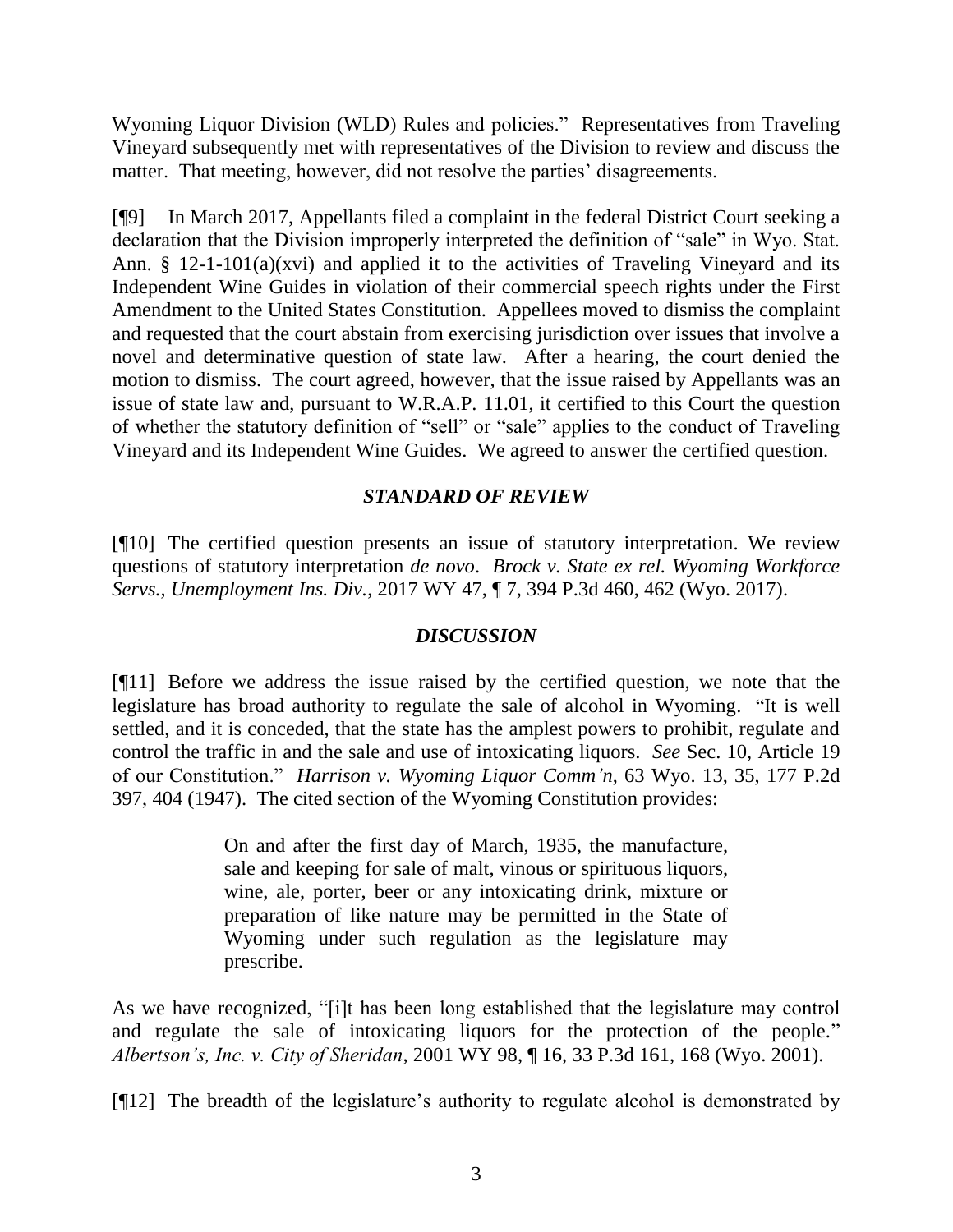Wyoming Liquor Division (WLD) Rules and policies." Representatives from Traveling Vineyard subsequently met with representatives of the Division to review and discuss the matter. That meeting, however, did not resolve the parties' disagreements.

[¶9] In March 2017, Appellants filed a complaint in the federal District Court seeking a declaration that the Division improperly interpreted the definition of "sale" in Wyo. Stat. Ann. § 12-1-101(a)(xvi) and applied it to the activities of Traveling Vineyard and its Independent Wine Guides in violation of their commercial speech rights under the First Amendment to the United States Constitution. Appellees moved to dismiss the complaint and requested that the court abstain from exercising jurisdiction over issues that involve a novel and determinative question of state law. After a hearing, the court denied the motion to dismiss. The court agreed, however, that the issue raised by Appellants was an issue of state law and, pursuant to W.R.A.P. 11.01, it certified to this Court the question of whether the statutory definition of "sell" or "sale" applies to the conduct of Traveling Vineyard and its Independent Wine Guides. We agreed to answer the certified question.

### *STANDARD OF REVIEW*

[¶10] The certified question presents an issue of statutory interpretation. We review questions of statutory interpretation *de novo*. *Brock v. State ex rel. Wyoming Workforce Servs., Unemployment Ins. Div.*, 2017 WY 47, ¶ 7, 394 P.3d 460, 462 (Wyo. 2017).

### *DISCUSSION*

[¶11] Before we address the issue raised by the certified question, we note that the legislature has broad authority to regulate the sale of alcohol in Wyoming. "It is well settled, and it is conceded, that the state has the amplest powers to prohibit, regulate and control the traffic in and the sale and use of intoxicating liquors. *See* Sec. 10, Article 19 of our Constitution." *Harrison v. Wyoming Liquor Comm'n*, 63 Wyo. 13, 35, 177 P.2d 397, 404 (1947). The cited section of the Wyoming Constitution provides:

> On and after the first day of March, 1935, the manufacture, sale and keeping for sale of malt, vinous or spirituous liquors, wine, ale, porter, beer or any intoxicating drink, mixture or preparation of like nature may be permitted in the State of Wyoming under such regulation as the legislature may prescribe.

As we have recognized, "[i]t has been long established that the legislature may control and regulate the sale of intoxicating liquors for the protection of the people." *Albertson's, Inc. v. City of Sheridan*, 2001 WY 98, ¶ 16, 33 P.3d 161, 168 (Wyo. 2001).

[¶12] The breadth of the legislature's authority to regulate alcohol is demonstrated by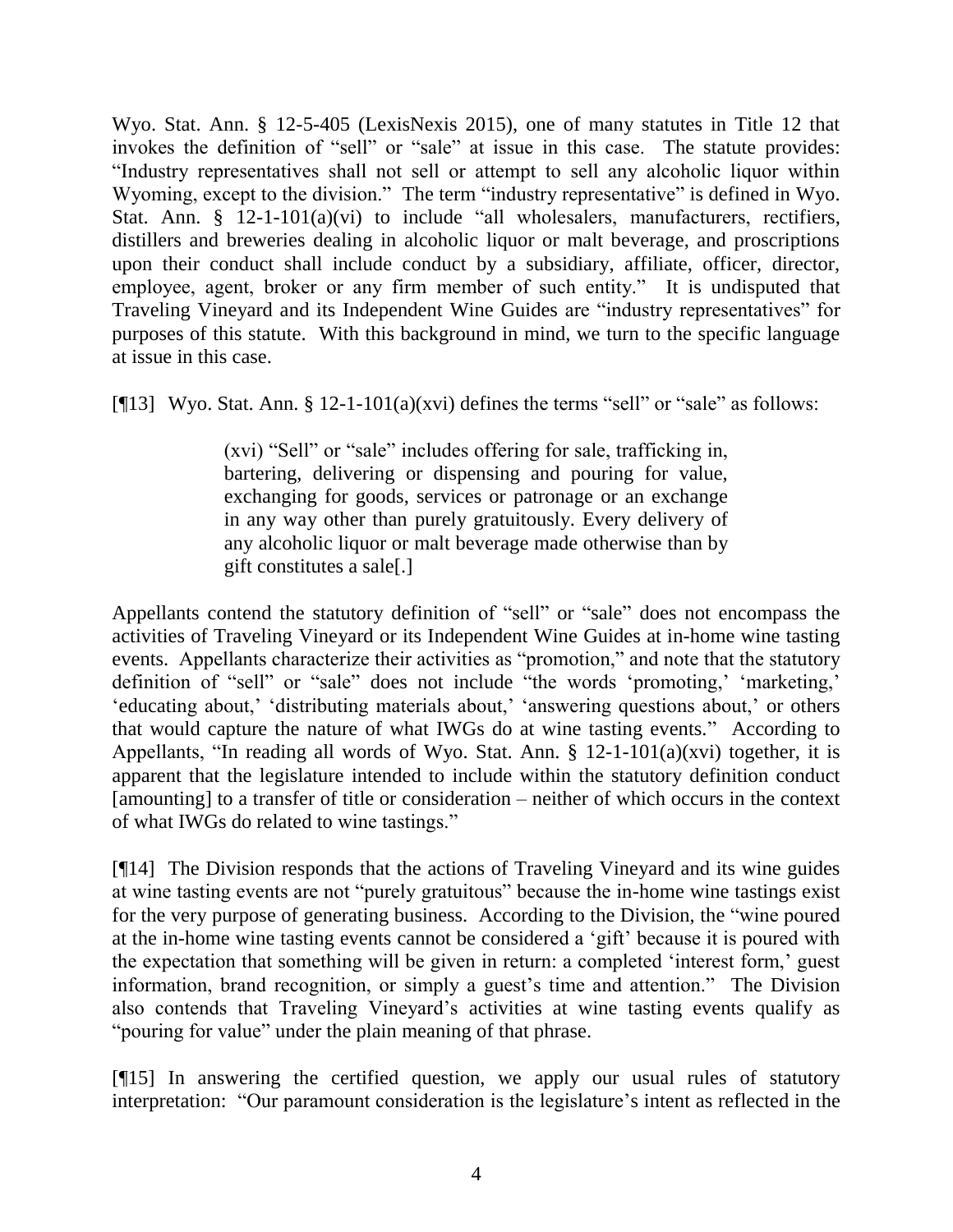Wyo. Stat. Ann. § 12-5-405 (LexisNexis 2015), one of many statutes in Title 12 that invokes the definition of "sell" or "sale" at issue in this case. The statute provides: "Industry representatives shall not sell or attempt to sell any alcoholic liquor within Wyoming, except to the division." The term "industry representative" is defined in Wyo. Stat. Ann. § 12-1-101(a)(vi) to include "all wholesalers, manufacturers, rectifiers, distillers and breweries dealing in alcoholic liquor or malt beverage, and proscriptions upon their conduct shall include conduct by a subsidiary, affiliate, officer, director, employee, agent, broker or any firm member of such entity." It is undisputed that Traveling Vineyard and its Independent Wine Guides are "industry representatives" for purposes of this statute. With this background in mind, we turn to the specific language at issue in this case.

[¶13] Wyo. Stat. Ann. § 12-1-101(a)(xvi) defines the terms "sell" or "sale" as follows:

> (xvi) "Sell" or "sale" includes offering for sale, trafficking in, bartering, delivering or dispensing and pouring for value, exchanging for goods, services or patronage or an exchange in any way other than purely gratuitously. Every delivery of any alcoholic liquor or malt beverage made otherwise than by gift constitutes a sale[.]

Appellants contend the statutory definition of "sell" or "sale" does not encompass the activities of Traveling Vineyard or its Independent Wine Guides at in-home wine tasting events. Appellants characterize their activities as "promotion," and note that the statutory definition of "sell" or "sale" does not include "the words 'promoting,' 'marketing,' 'educating about,' 'distributing materials about,' 'answering questions about,' or others that would capture the nature of what IWGs do at wine tasting events." According to Appellants, "In reading all words of Wyo. Stat. Ann. § 12-1-101(a)(xvi) together, it is apparent that the legislature intended to include within the statutory definition conduct [amounting] to a transfer of title or consideration – neither of which occurs in the context of what IWGs do related to wine tastings."

[¶14] The Division responds that the actions of Traveling Vineyard and its wine guides at wine tasting events are not "purely gratuitous" because the in-home wine tastings exist for the very purpose of generating business. According to the Division, the "wine poured at the in-home wine tasting events cannot be considered a 'gift' because it is poured with the expectation that something will be given in return: a completed 'interest form,' guest information, brand recognition, or simply a guest's time and attention." The Division also contends that Traveling Vineyard's activities at wine tasting events qualify as "pouring for value" under the plain meaning of that phrase.

[¶15] In answering the certified question, we apply our usual rules of statutory interpretation: "Our paramount consideration is the legislature's intent as reflected in the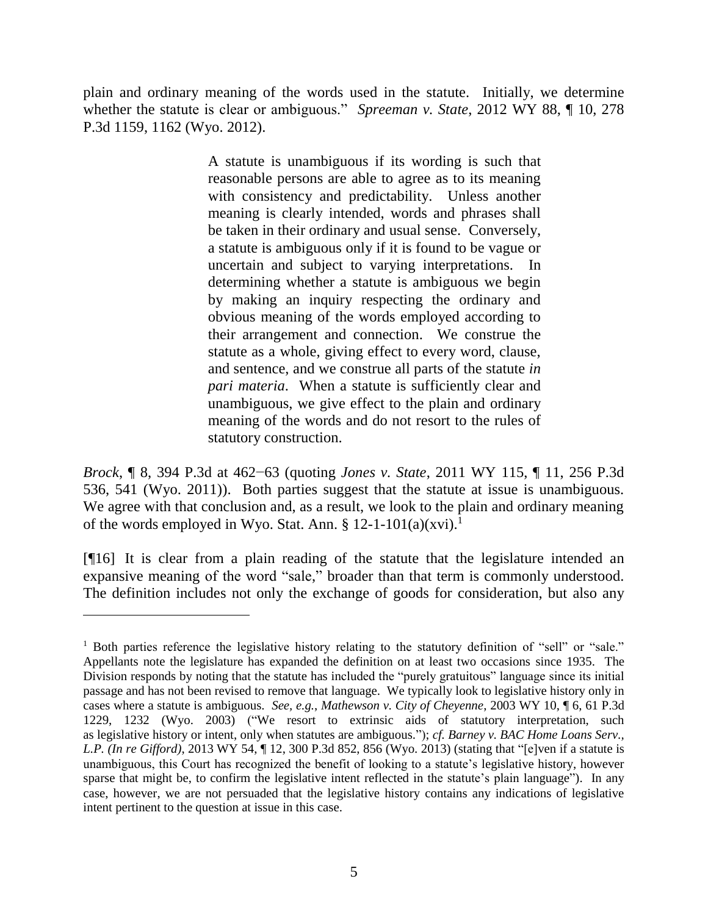plain and ordinary meaning of the words used in the statute. Initially, we determine whether the statute is clear or ambiguous." *Spreeman v. State*, 2012 WY 88, ¶ 10, 278 P.3d 1159, 1162 (Wyo. 2012).

> A statute is unambiguous if its wording is such that reasonable persons are able to agree as to its meaning with consistency and predictability. Unless another meaning is clearly intended, words and phrases shall be taken in their ordinary and usual sense. Conversely, a statute is ambiguous only if it is found to be vague or uncertain and subject to varying interpretations. In determining whether a statute is ambiguous we begin by making an inquiry respecting the ordinary and obvious meaning of the words employed according to their arrangement and connection. We construe the statute as a whole, giving effect to every word, clause, and sentence, and we construe all parts of the statute *in pari materia*. When a statute is sufficiently clear and unambiguous, we give effect to the plain and ordinary meaning of the words and do not resort to the rules of statutory construction.

*Brock*, ¶ 8, 394 P.3d at 462−63 (quoting *Jones v. State*, 2011 WY 115, ¶ 11, 256 P.3d 536, 541 (Wyo. 2011)). Both parties suggest that the statute at issue is unambiguous. We agree with that conclusion and, as a result, we look to the plain and ordinary meaning of the words employed in Wyo. Stat. Ann. § 12-1-101(a)(xvi).[1]

[¶16] It is clear from a plain reading of the statute that the legislature intended an expansive meaning of the word "sale," broader than that term is commonly understood. The definition includes not only the exchange of goods for consideration, but also any

---

[1] Both parties reference the legislative history relating to the statutory definition of "sell" or "sale." Appellants note the legislature has expanded the definition on at least two occasions since 1935. The Division responds by noting that the statute has included the "purely gratuitous" language since its initial passage and has not been revised to remove that language. We typically look to legislative history only in cases where a statute is ambiguous. *See, e.g.*, *Mathewson v. City of Cheyenne*, 2003 WY 10, ¶ 6, 61 P.3d 1229, 1232 (Wyo. 2003) ("We resort to extrinsic aids of statutory interpretation, such as legislative history or intent, only when statutes are ambiguous."); *cf. Barney v. BAC Home Loans Serv., L.P. (In re Gifford)*, 2013 WY 54, ¶ 12, 300 P.3d 852, 856 (Wyo. 2013) (stating that "[e]ven if a statute is unambiguous, this Court has recognized the benefit of looking to a statute's legislative history, however sparse that might be, to confirm the legislative intent reflected in the statute's plain language"). In any case, however, we are not persuaded that the legislative history contains any indications of legislative intent pertinent to the question at issue in this case.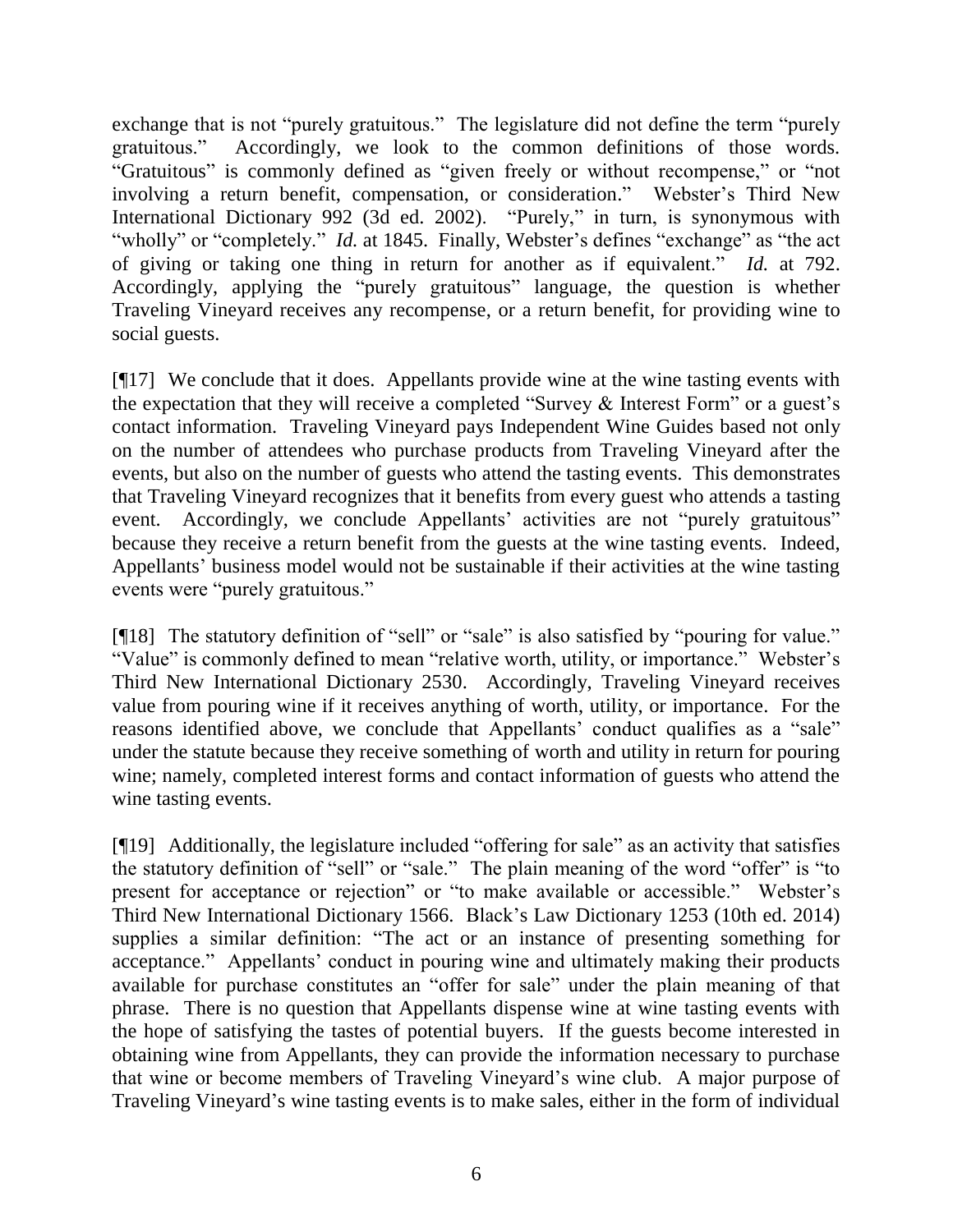exchange that is not "purely gratuitous." The legislature did not define the term "purely gratuitous." Accordingly, we look to the common definitions of those words. "Gratuitous" is commonly defined as "given freely or without recompense," or "not involving a return benefit, compensation, or consideration." Webster's Third New International Dictionary 992 (3d ed. 2002). "Purely," in turn, is synonymous with "wholly" or "completely." *Id.* at 1845. Finally, Webster's defines "exchange" as "the act of giving or taking one thing in return for another as if equivalent." *Id.* at 792. Accordingly, applying the "purely gratuitous" language, the question is whether Traveling Vineyard receives any recompense, or a return benefit, for providing wine to social guests.

[¶17] We conclude that it does. Appellants provide wine at the wine tasting events with the expectation that they will receive a completed "Survey & Interest Form" or a guest's contact information. Traveling Vineyard pays Independent Wine Guides based not only on the number of attendees who purchase products from Traveling Vineyard after the events, but also on the number of guests who attend the tasting events. This demonstrates that Traveling Vineyard recognizes that it benefits from every guest who attends a tasting event. Accordingly, we conclude Appellants' activities are not "purely gratuitous" because they receive a return benefit from the guests at the wine tasting events. Indeed, Appellants' business model would not be sustainable if their activities at the wine tasting events were "purely gratuitous."

[¶18] The statutory definition of "sell" or "sale" is also satisfied by "pouring for value." "Value" is commonly defined to mean "relative worth, utility, or importance." Webster's Third New International Dictionary 2530. Accordingly, Traveling Vineyard receives value from pouring wine if it receives anything of worth, utility, or importance. For the reasons identified above, we conclude that Appellants' conduct qualifies as a "sale" under the statute because they receive something of worth and utility in return for pouring wine; namely, completed interest forms and contact information of guests who attend the wine tasting events.

[¶19] Additionally, the legislature included "offering for sale" as an activity that satisfies the statutory definition of "sell" or "sale." The plain meaning of the word "offer" is "to present for acceptance or rejection" or "to make available or accessible." Webster's Third New International Dictionary 1566. Black's Law Dictionary 1253 (10th ed. 2014) supplies a similar definition: "The act or an instance of presenting something for acceptance." Appellants' conduct in pouring wine and ultimately making their products available for purchase constitutes an "offer for sale" under the plain meaning of that phrase. There is no question that Appellants dispense wine at wine tasting events with the hope of satisfying the tastes of potential buyers. If the guests become interested in obtaining wine from Appellants, they can provide the information necessary to purchase that wine or become members of Traveling Vineyard's wine club. A major purpose of Traveling Vineyard's wine tasting events is to make sales, either in the form of individual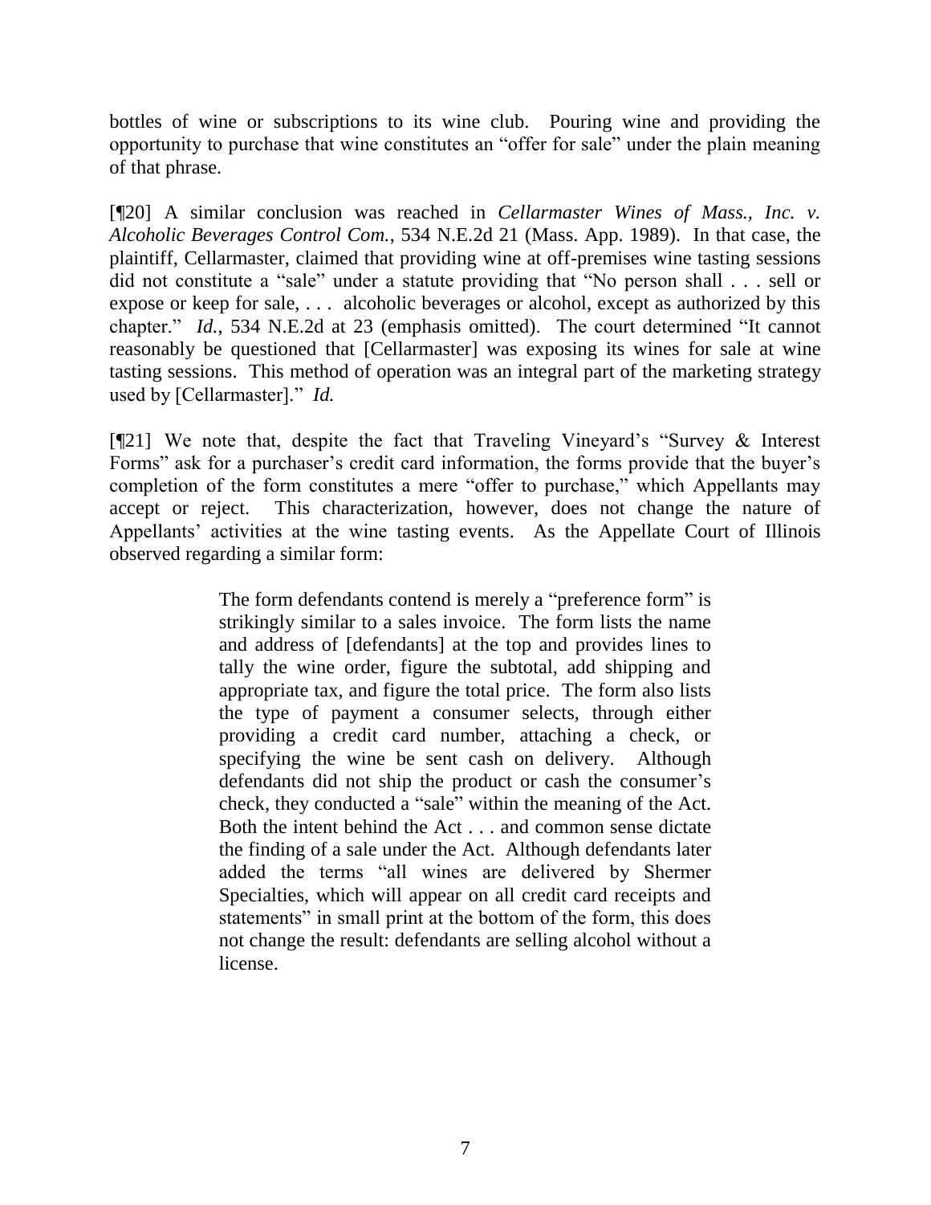bottles of wine or subscriptions to its wine club. Pouring wine and providing the opportunity to purchase that wine constitutes an "offer for sale" under the plain meaning of that phrase.

[¶20] A similar conclusion was reached in *Cellarmaster Wines of Mass., Inc. v. Alcoholic Beverages Control Com.*, 534 N.E.2d 21 (Mass. App. 1989). In that case, the plaintiff, Cellarmaster, claimed that providing wine at off-premises wine tasting sessions did not constitute a "sale" under a statute providing that "No person shall . . . sell or expose or keep for sale, . . . alcoholic beverages or alcohol, except as authorized by this chapter." *Id.*, 534 N.E.2d at 23 (emphasis omitted). The court determined "It cannot reasonably be questioned that [Cellarmaster] was exposing its wines for sale at wine tasting sessions. This method of operation was an integral part of the marketing strategy used by [Cellarmaster]." *Id.*

[¶21] We note that, despite the fact that Traveling Vineyard's "Survey & Interest Forms" ask for a purchaser's credit card information, the forms provide that the buyer's completion of the form constitutes a mere "offer to purchase," which Appellants may accept or reject. This characterization, however, does not change the nature of Appellants' activities at the wine tasting events. As the Appellate Court of Illinois observed regarding a similar form:

> The form defendants contend is merely a "preference form" is strikingly similar to a sales invoice. The form lists the name and address of [defendants] at the top and provides lines to tally the wine order, figure the subtotal, add shipping and appropriate tax, and figure the total price. The form also lists the type of payment a consumer selects, through either providing a credit card number, attaching a check, or specifying the wine be sent cash on delivery. Although defendants did not ship the product or cash the consumer's check, they conducted a "sale" within the meaning of the Act. Both the intent behind the Act . . . and common sense dictate the finding of a sale under the Act. Although defendants later added the terms "all wines are delivered by Shermer Specialties, which will appear on all credit card receipts and statements" in small print at the bottom of the form, this does not change the result: defendants are selling alcohol without a license.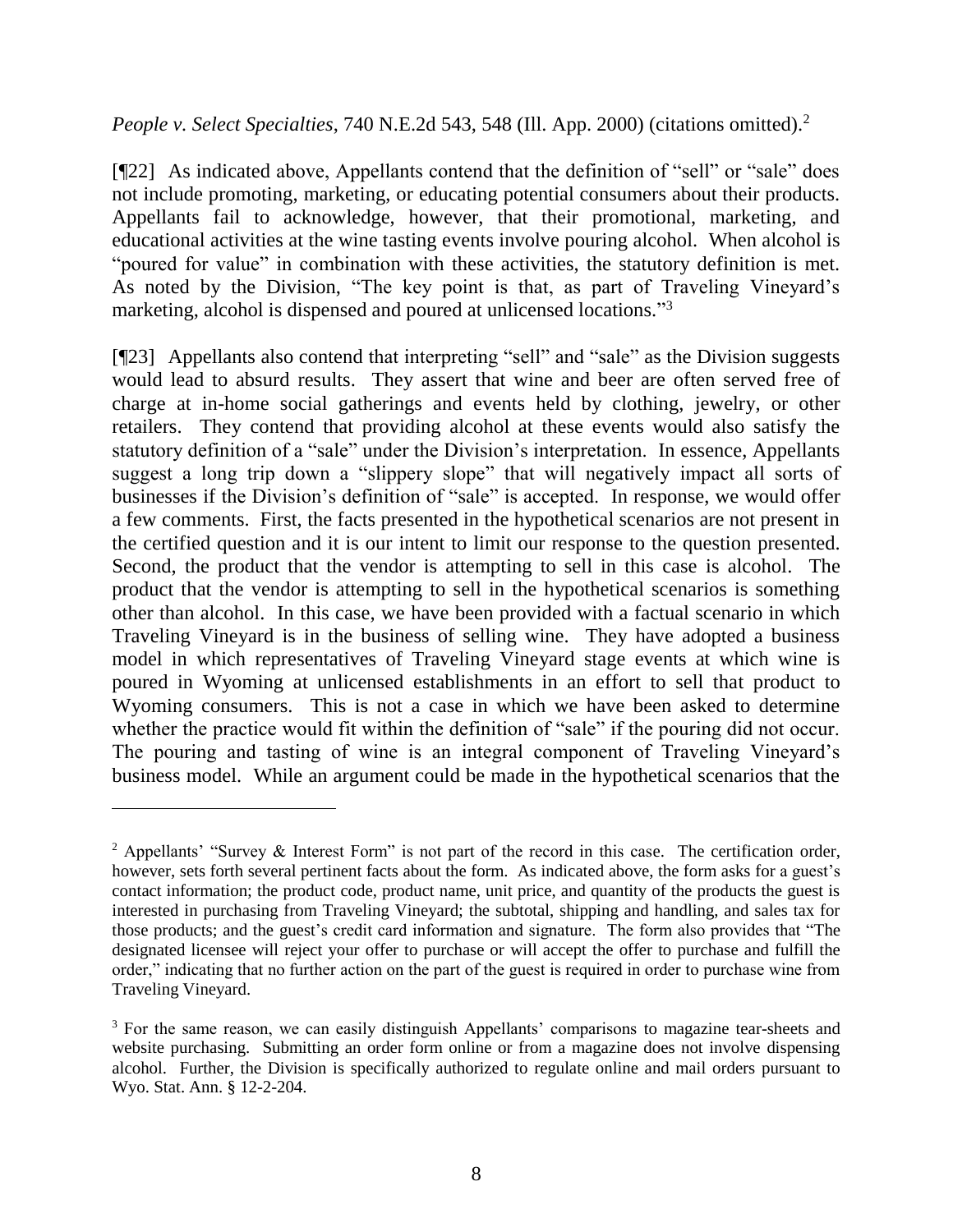*People v. Select Specialties*, 740 N.E.2d 543, 548 (Ill. App. 2000) (citations omitted).[2]

[¶22] As indicated above, Appellants contend that the definition of "sell" or "sale" does not include promoting, marketing, or educating potential consumers about their products. Appellants fail to acknowledge, however, that their promotional, marketing, and educational activities at the wine tasting events involve pouring alcohol. When alcohol is "poured for value" in combination with these activities, the statutory definition is met. As noted by the Division, "The key point is that, as part of Traveling Vineyard's marketing, alcohol is dispensed and poured at unlicensed locations."[3]

[¶23] Appellants also contend that interpreting "sell" and "sale" as the Division suggests would lead to absurd results. They assert that wine and beer are often served free of charge at in-home social gatherings and events held by clothing, jewelry, or other retailers. They contend that providing alcohol at these events would also satisfy the statutory definition of a "sale" under the Division's interpretation. In essence, Appellants suggest a long trip down a "slippery slope" that will negatively impact all sorts of businesses if the Division's definition of "sale" is accepted. In response, we would offer a few comments. First, the facts presented in the hypothetical scenarios are not present in the certified question and it is our intent to limit our response to the question presented. Second, the product that the vendor is attempting to sell in this case is alcohol. The product that the vendor is attempting to sell in the hypothetical scenarios is something other than alcohol. In this case, we have been provided with a factual scenario in which Traveling Vineyard is in the business of selling wine. They have adopted a business model in which representatives of Traveling Vineyard stage events at which wine is poured in Wyoming at unlicensed establishments in an effort to sell that product to Wyoming consumers. This is not a case in which we have been asked to determine whether the practice would fit within the definition of "sale" if the pouring did not occur. The pouring and tasting of wine is an integral component of Traveling Vineyard's business model. While an argument could be made in the hypothetical scenarios that the

---

[2] Appellants' "Survey & Interest Form" is not part of the record in this case. The certification order, however, sets forth several pertinent facts about the form. As indicated above, the form asks for a guest's contact information; the product code, product name, unit price, and quantity of the products the guest is interested in purchasing from Traveling Vineyard; the subtotal, shipping and handling, and sales tax for those products; and the guest's credit card information and signature. The form also provides that "The designated licensee will reject your offer to purchase or will accept the offer to purchase and fulfill the order," indicating that no further action on the part of the guest is required in order to purchase wine from Traveling Vineyard.

[3] For the same reason, we can easily distinguish Appellants' comparisons to magazine tear-sheets and website purchasing. Submitting an order form online or from a magazine does not involve dispensing alcohol. Further, the Division is specifically authorized to regulate online and mail orders pursuant to Wyo. Stat. Ann. § 12-2-204.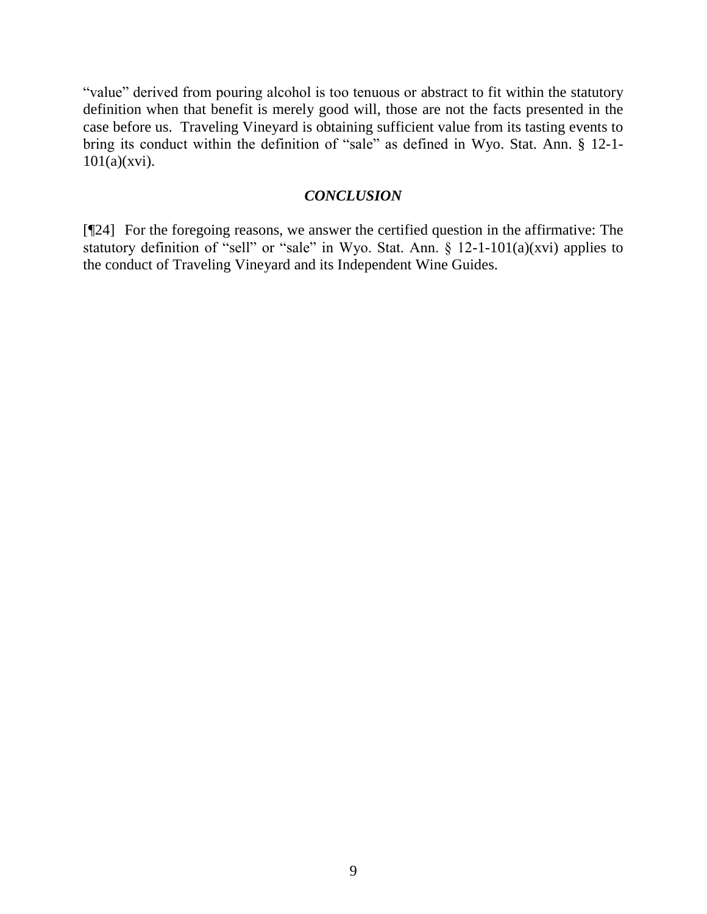"value" derived from pouring alcohol is too tenuous or abstract to fit within the statutory definition when that benefit is merely good will, those are not the facts presented in the case before us. Traveling Vineyard is obtaining sufficient value from its tasting events to bring its conduct within the definition of "sale" as defined in Wyo. Stat. Ann. § 12-1-101(a)(xvi).

## *CONCLUSION*

[¶24] For the foregoing reasons, we answer the certified question in the affirmative: The statutory definition of "sell" or "sale" in Wyo. Stat. Ann. § 12-1-101(a)(xvi) applies to the conduct of Traveling Vineyard and its Independent Wine Guides.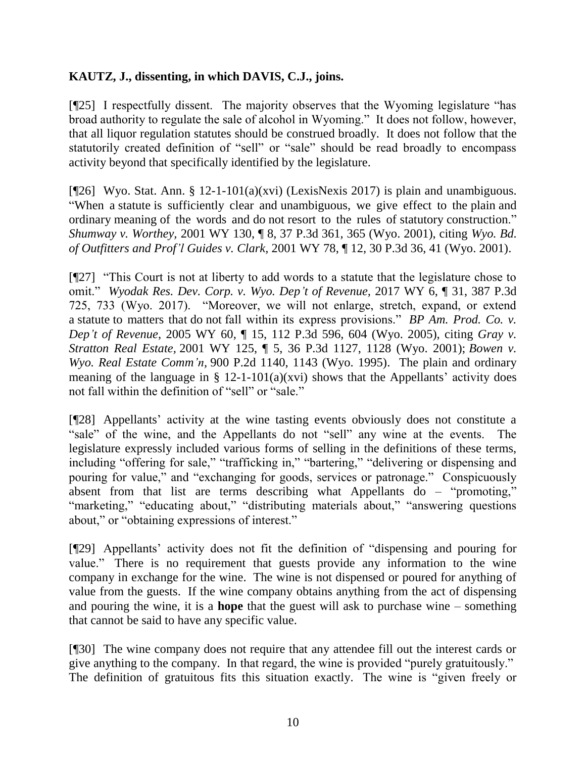**KAUTZ, J., dissenting, in which DAVIS, C.J., joins.**

[¶25] I respectfully dissent. The majority observes that the Wyoming legislature "has broad authority to regulate the sale of alcohol in Wyoming." It does not follow, however, that all liquor regulation statutes should be construed broadly. It does not follow that the statutorily created definition of "sell" or "sale" should be read broadly to encompass activity beyond that specifically identified by the legislature.

[¶26] Wyo. Stat. Ann. § 12-1-101(a)(xvi) (LexisNexis 2017) is plain and unambiguous. "When a statute is sufficiently clear and unambiguous, we give effect to the plain and ordinary meaning of the words and do not resort to the rules of statutory construction." *Shumway v. Worthey*, 2001 WY 130, ¶ 8, 37 P.3d 361, 365 (Wyo. 2001), citing *Wyo. Bd. of Outfitters and Prof'l Guides v. Clark*, 2001 WY 78, ¶ 12, 30 P.3d 36, 41 (Wyo. 2001).

[¶27] "This Court is not at liberty to add words to a statute that the legislature chose to omit." *Wyodak Res. Dev. Corp. v. Wyo. Dep't of Revenue,* 2017 WY 6, ¶ 31, 387 P.3d 725, 733 (Wyo. 2017). "Moreover, we will not enlarge, stretch, expand, or extend a statute to matters that do not fall within its express provisions." *BP Am. Prod. Co. v. Dep't of Revenue*, 2005 WY 60, ¶ 15, 112 P.3d 596, 604 (Wyo. 2005), citing *Gray v. Stratton Real Estate,* 2001 WY 125, ¶ 5, 36 P.3d 1127, 1128 (Wyo. 2001); *Bowen v. Wyo. Real Estate Comm'n*, 900 P.2d 1140, 1143 (Wyo. 1995). The plain and ordinary meaning of the language in § 12-1-101(a)(xvi) shows that the Appellants' activity does not fall within the definition of "sell" or "sale."

[¶28] Appellants' activity at the wine tasting events obviously does not constitute a "sale" of the wine, and the Appellants do not "sell" any wine at the events. The legislature expressly included various forms of selling in the definitions of these terms, including "offering for sale," "trafficking in," "bartering," "delivering or dispensing and pouring for value," and "exchanging for goods, services or patronage." Conspicuously absent from that list are terms describing what Appellants do – "promoting," "marketing," "educating about," "distributing materials about," "answering questions about," or "obtaining expressions of interest."

[¶29] Appellants' activity does not fit the definition of "dispensing and pouring for value." There is no requirement that guests provide any information to the wine company in exchange for the wine. The wine is not dispensed or poured for anything of value from the guests. If the wine company obtains anything from the act of dispensing and pouring the wine, it is a **hope** that the guest will ask to purchase wine – something that cannot be said to have any specific value.

[¶30] The wine company does not require that any attendee fill out the interest cards or give anything to the company. In that regard, the wine is provided "purely gratuitously." The definition of gratuitous fits this situation exactly. The wine is "given freely or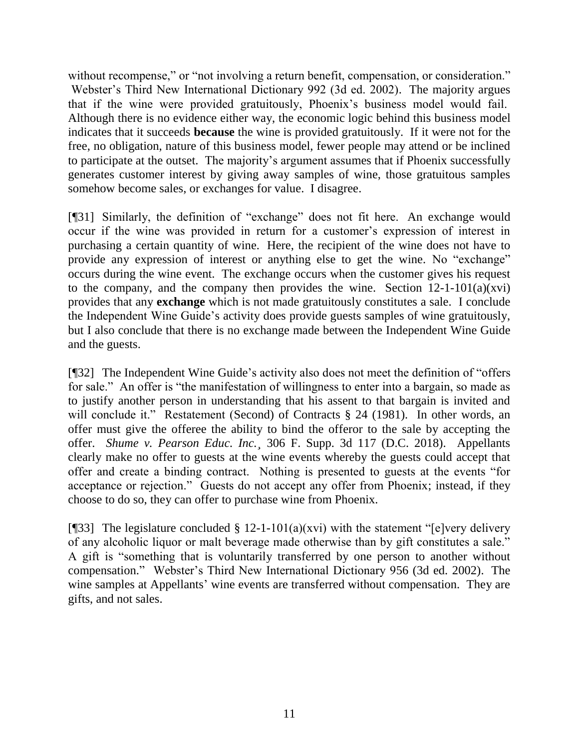without recompense," or "not involving a return benefit, compensation, or consideration." Webster's Third New International Dictionary 992 (3d ed. 2002). The majority argues that if the wine were provided gratuitously, Phoenix's business model would fail. Although there is no evidence either way, the economic logic behind this business model indicates that it succeeds **because** the wine is provided gratuitously. If it were not for the free, no obligation, nature of this business model, fewer people may attend or be inclined to participate at the outset. The majority's argument assumes that if Phoenix successfully generates customer interest by giving away samples of wine, those gratuitous samples somehow become sales, or exchanges for value. I disagree.

[¶31] Similarly, the definition of "exchange" does not fit here. An exchange would occur if the wine was provided in return for a customer's expression of interest in purchasing a certain quantity of wine. Here, the recipient of the wine does not have to provide any expression of interest or anything else to get the wine. No "exchange" occurs during the wine event. The exchange occurs when the customer gives his request to the company, and the company then provides the wine. Section 12-1-101(a)(xvi) provides that any **exchange** which is not made gratuitously constitutes a sale. I conclude the Independent Wine Guide's activity does provide guests samples of wine gratuitously, but I also conclude that there is no exchange made between the Independent Wine Guide and the guests.

[¶32] The Independent Wine Guide's activity also does not meet the definition of "offers for sale." An offer is "the manifestation of willingness to enter into a bargain, so made as to justify another person in understanding that his assent to that bargain is invited and will conclude it." Restatement (Second) of Contracts § 24 (1981). In other words, an offer must give the offeree the ability to bind the offeror to the sale by accepting the offer. *Shume v. Pearson Educ. Inc.*¸ 306 F. Supp. 3d 117 (D.C. 2018). Appellants clearly make no offer to guests at the wine events whereby the guests could accept that offer and create a binding contract. Nothing is presented to guests at the events "for acceptance or rejection." Guests do not accept any offer from Phoenix; instead, if they choose to do so, they can offer to purchase wine from Phoenix.

[¶33] The legislature concluded § 12-1-101(a)(xvi) with the statement "[e]very delivery of any alcoholic liquor or malt beverage made otherwise than by gift constitutes a sale." A gift is "something that is voluntarily transferred by one person to another without compensation." Webster's Third New International Dictionary 956 (3d ed. 2002). The wine samples at Appellants' wine events are transferred without compensation. They are gifts, and not sales.